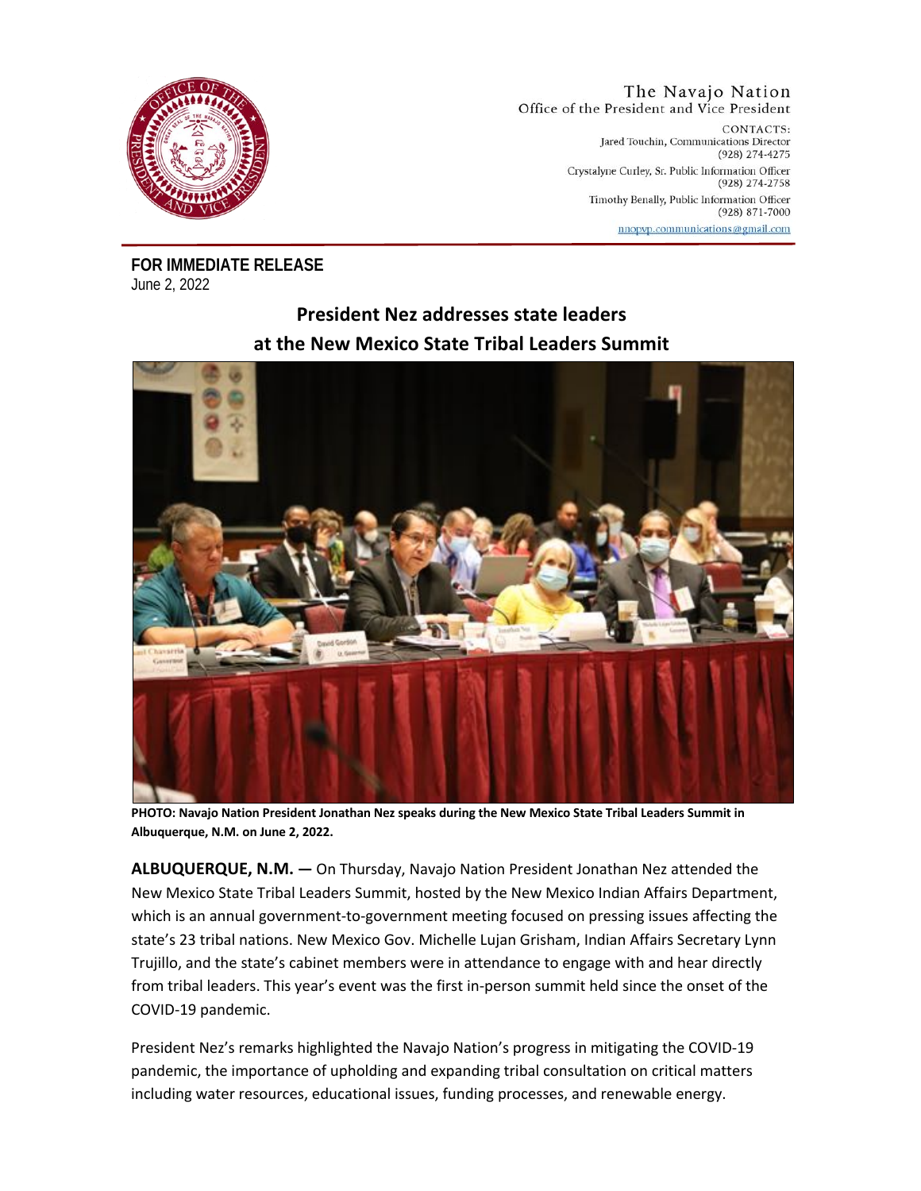The Navajo Nation
Office of the President and Vice President

CONTACTS:
Jared Touchin, Communications Director
(928) 274-4275
Crystalyne Curley, Sr. Public Information Officer
(928) 274-2758
Timothy Benally, Public Information Officer
(928) 871-7000
nnopvp.communications@gmail.com

**FOR IMMEDIATE RELEASE**
June 2, 2022

# President Nez addresses state leaders at the New Mexico State Tribal Leaders Summit

**PHOTO: Navajo Nation President Jonathan Nez speaks during the New Mexico State Tribal Leaders Summit in Albuquerque, N.M. on June 2, 2022.**

**ALBUQUERQUE, N.M. —** On Thursday, Navajo Nation President Jonathan Nez attended the New Mexico State Tribal Leaders Summit, hosted by the New Mexico Indian Affairs Department, which is an annual government-to-government meeting focused on pressing issues affecting the state's 23 tribal nations. New Mexico Gov. Michelle Lujan Grisham, Indian Affairs Secretary Lynn Trujillo, and the state's cabinet members were in attendance to engage with and hear directly from tribal leaders. This year's event was the first in-person summit held since the onset of the COVID-19 pandemic.

President Nez's remarks highlighted the Navajo Nation's progress in mitigating the COVID-19 pandemic, the importance of upholding and expanding tribal consultation on critical matters including water resources, educational issues, funding processes, and renewable energy.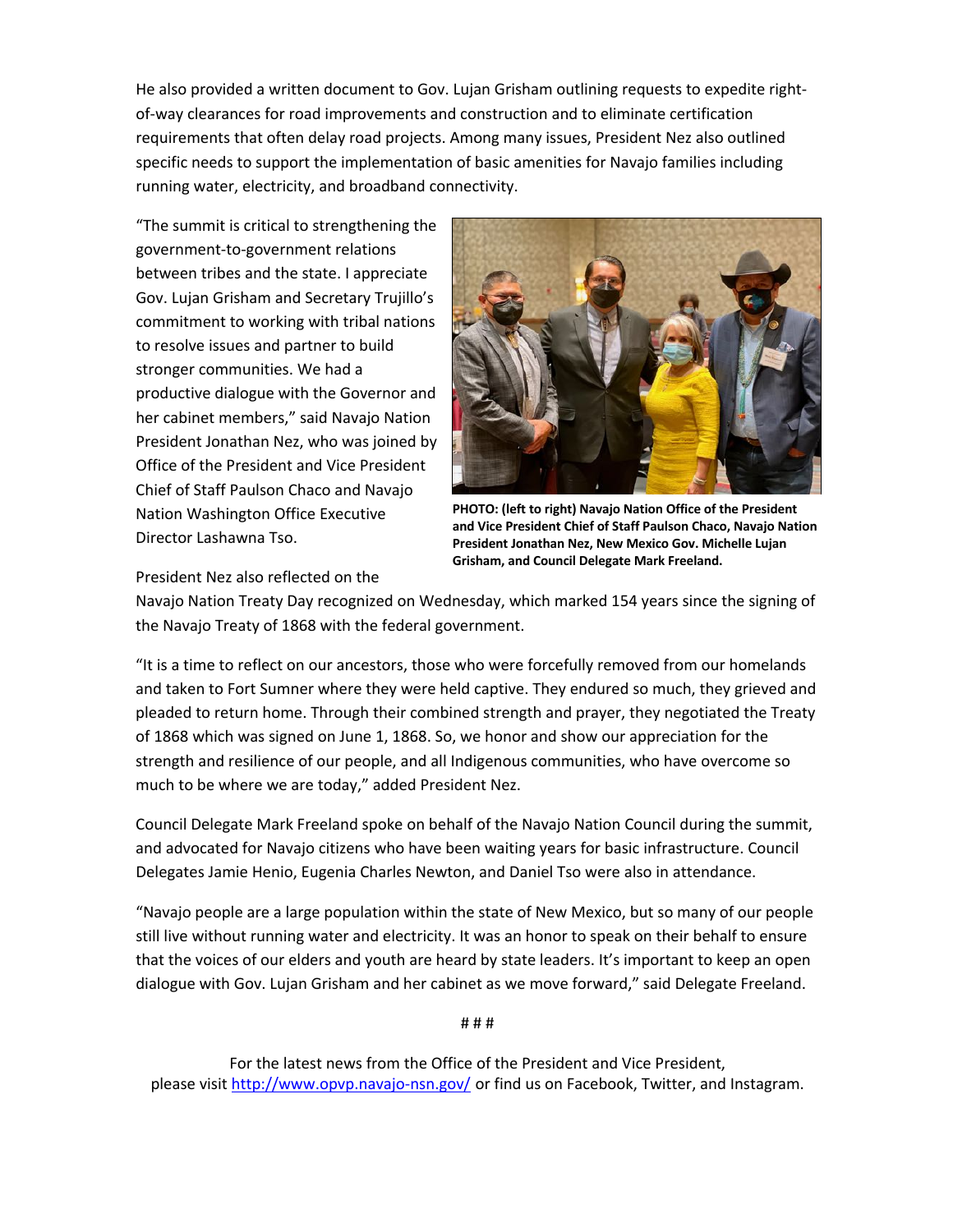He also provided a written document to Gov. Lujan Grisham outlining requests to expedite right-of-way clearances for road improvements and construction and to eliminate certification requirements that often delay road projects. Among many issues, President Nez also outlined specific needs to support the implementation of basic amenities for Navajo families including running water, electricity, and broadband connectivity.

"The summit is critical to strengthening the government-to-government relations between tribes and the state. I appreciate Gov. Lujan Grisham and Secretary Trujillo's commitment to working with tribal nations to resolve issues and partner to build stronger communities. We had a productive dialogue with the Governor and her cabinet members," said Navajo Nation President Jonathan Nez, who was joined by Office of the President and Vice President Chief of Staff Paulson Chaco and Navajo Nation Washington Office Executive Director Lashawna Tso.

**PHOTO: (left to right) Navajo Nation Office of the President and Vice President Chief of Staff Paulson Chaco, Navajo Nation President Jonathan Nez, New Mexico Gov. Michelle Lujan Grisham, and Council Delegate Mark Freeland.**

President Nez also reflected on the Navajo Nation Treaty Day recognized on Wednesday, which marked 154 years since the signing of the Navajo Treaty of 1868 with the federal government.

"It is a time to reflect on our ancestors, those who were forcefully removed from our homelands and taken to Fort Sumner where they were held captive. They endured so much, they grieved and pleaded to return home. Through their combined strength and prayer, they negotiated the Treaty of 1868 which was signed on June 1, 1868. So, we honor and show our appreciation for the strength and resilience of our people, and all Indigenous communities, who have overcome so much to be where we are today," added President Nez.

Council Delegate Mark Freeland spoke on behalf of the Navajo Nation Council during the summit, and advocated for Navajo citizens who have been waiting years for basic infrastructure. Council Delegates Jamie Henio, Eugenia Charles Newton, and Daniel Tso were also in attendance.

"Navajo people are a large population within the state of New Mexico, but so many of our people still live without running water and electricity. It was an honor to speak on their behalf to ensure that the voices of our elders and youth are heard by state leaders. It's important to keep an open dialogue with Gov. Lujan Grisham and her cabinet as we move forward," said Delegate Freeland.

# # #

For the latest news from the Office of the President and Vice President, please visit http://www.opvp.navajo-nsn.gov/ or find us on Facebook, Twitter, and Instagram.